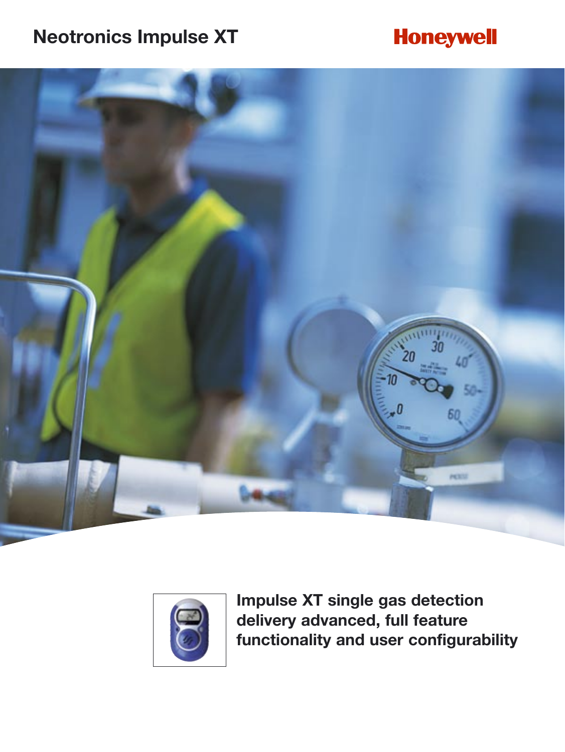# Neotronics Impulse XT

Honeywell

**Impulse XT single gas detection delivery advanced, full feature functionality and user configurability**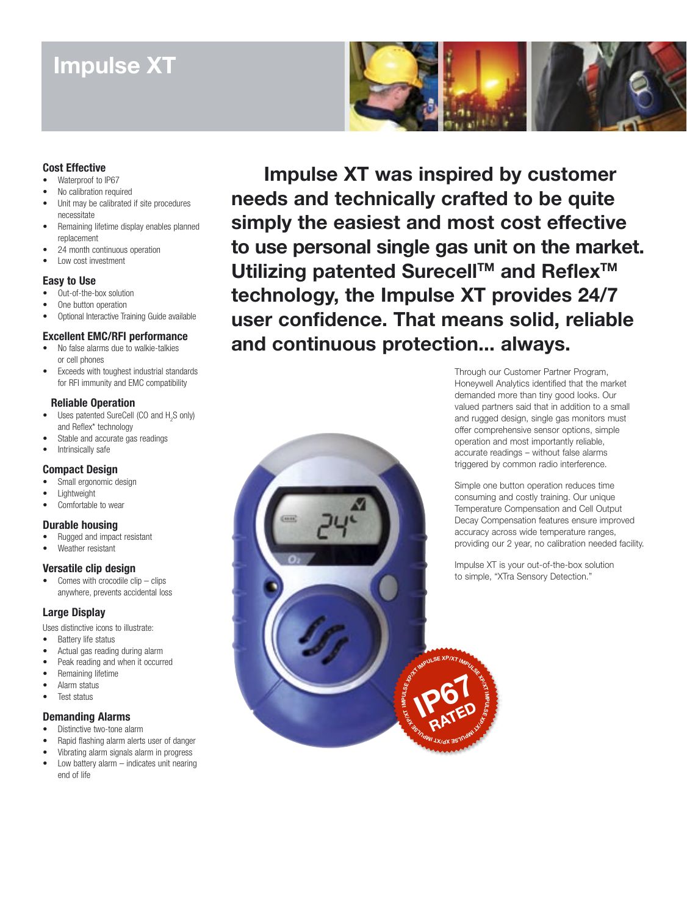# Impulse XT

### Cost Effective

- Waterproof to IP67
- No calibration required
- Unit may be calibrated if site procedures necessitate
- Remaining lifetime display enables planned replacement
- 24 month continuous operation
- Low cost investment

### Easy to Use

- Out-of-the-box solution
- One button operation
- Optional Interactive Training Guide available

### Excellent EMC/RFI performance

- No false alarms due to walkie-talkies or cell phones
- Exceeds with toughest industrial standards for RFI immunity and EMC compatibility

### Reliable Operation

- Uses patented SureCell (CO and $H_2S$ only) and Reflex* technology
- Stable and accurate gas readings
- Intrinsically safe

### Compact Design

- Small ergonomic design
- Lightweight
- Comfortable to wear

### Durable housing

- Rugged and impact resistant
- Weather resistant

### Versatile clip design

- Comes with crocodile clip – clips anywhere, prevents accidental loss

### Large Display

Uses distinctive icons to illustrate:

- Battery life status
- Actual gas reading during alarm
- Peak reading and when it occurred
- Remaining lifetime
- Alarm status
- Test status

### Demanding Alarms

- Distinctive two-tone alarm
- Rapid flashing alarm alerts user of danger
- Vibrating alarm signals alarm in progress
- Low battery alarm – indicates unit nearing end of life

**Impulse XT was inspired by customer needs and technically crafted to be quite simply the easiest and most cost effective to use personal single gas unit on the market. Utilizing patented Surecell™ and Reflex™ technology, the Impulse XT provides 24/7 user confidence. That means solid, reliable and continuous protection... always.**

Through our Customer Partner Program, Honeywell Analytics identified that the market demanded more than tiny good looks. Our valued partners said that in addition to a small and rugged design, single gas monitors must offer comprehensive sensor options, simple operation and most importantly reliable, accurate readings – without false alarms triggered by common radio interference.

Simple one button operation reduces time consuming and costly training. Our unique Temperature Compensation and Cell Output Decay Compensation features ensure improved accuracy across wide temperature ranges, providing our 2 year, no calibration needed facility.

Impulse XT is your out-of-the-box solution to simple, "XTra Sensory Detection."

IP67 RATED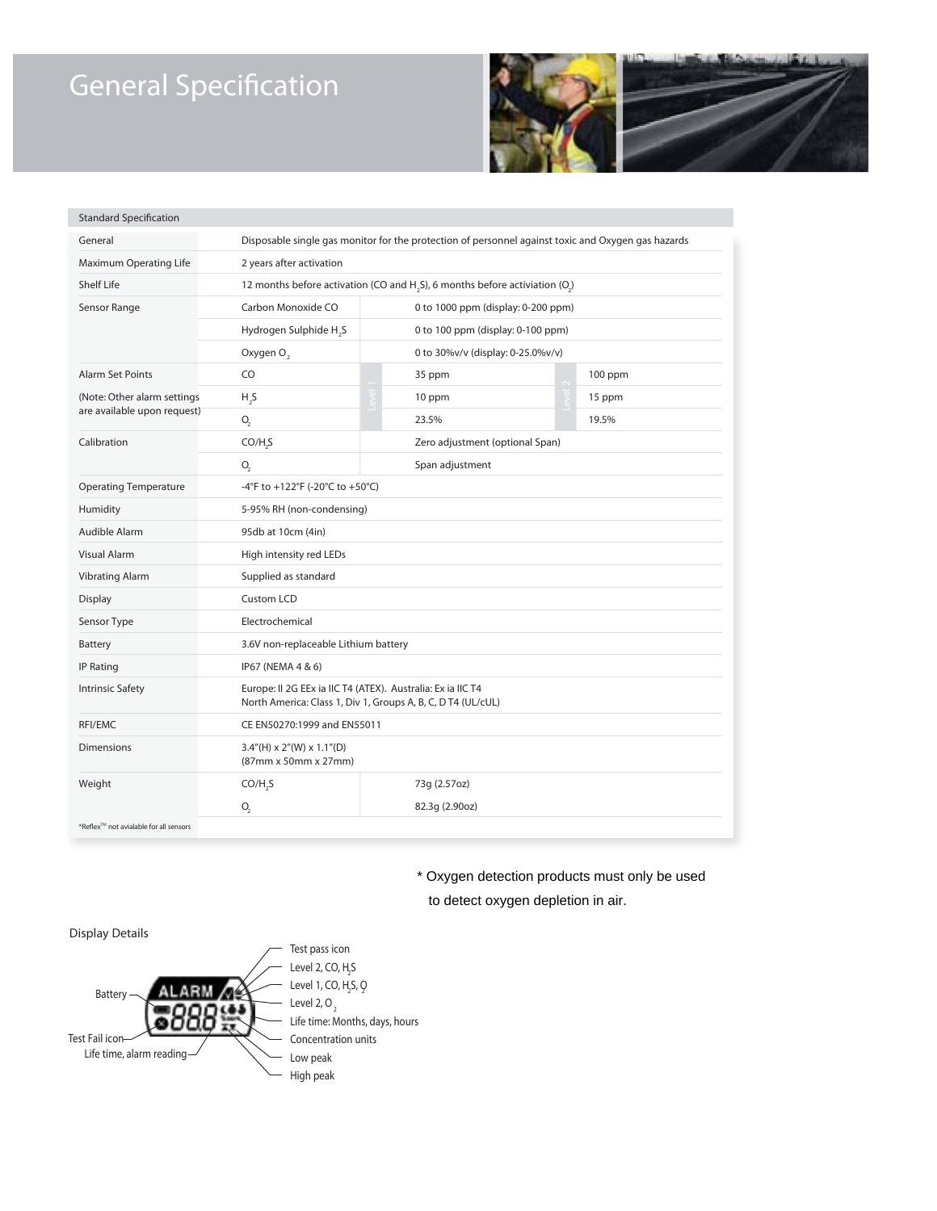# General Specification

| Standard Specification | | | | | |
|---|---|---|---|---|---|
| General | Disposable single gas monitor for the protection of personnel against toxic and Oxygen gas hazards | | | | |
| Maximum Operating Life | 2 years after activation | | | | |
| Shelf Life | 12 months before activation (CO and $H_2S$), 6 months before activiation ($O_2$) | | | | |
| Sensor Range | Carbon Monoxide CO | | 0 to 1000 ppm (display: 0-200 ppm) | | |
| | Hydrogen Sulphide $H_2S$ | | 0 to 100 ppm (display: 0-100 ppm) | | |
| | Oxygen $O_2$ | | 0 to 30%v/v (display: 0-25.0%v/v) | | |
| Alarm Set Points | CO | Level 1 | 35 ppm | Level 2 | 100 ppm |
| (Note: Other alarm settings are available upon request) | $H_2S$ | | 10 ppm | | 15 ppm |
| | $O_2$ | | 23.5% | | 19.5% |
| Calibration | CO/$H_2S$ | | Zero adjustment (optional Span) | | |
| | $O_2$ | | Span adjustment | | |
| Operating Temperature | -4°F to +122°F (-20°C to +50°C) | | | | |
| Humidity | 5-95% RH (non-condensing) | | | | |
| Audible Alarm | 95db at 10cm (4in) | | | | |
| Visual Alarm | High intensity red LEDs | | | | |
| Vibrating Alarm | Supplied as standard | | | | |
| Display | Custom LCD | | | | |
| Sensor Type | Electrochemical | | | | |
| Battery | 3.6V non-replaceable Lithium battery | | | | |
| IP Rating | IP67 (NEMA 4 & 6) | | | | |
| Intrinsic Safety | Europe: II 2G EEx ia IIC T4 (ATEX). Australia: Ex ia IIC T4<br>North America: Class 1, Div 1, Groups A, B, C, D T4 (UL/cUL) | | | | |
| RFI/EMC | CE EN50270:1999 and EN55011 | | | | |
| Dimensions | 3.4"(H) x 2"(W) x 1.1"(D)<br>(87mm x 50mm x 27mm) | | | | |
| Weight | CO/$H_2S$ | | 73g (2.57oz) | | |
| | $O_2$ | | 82.3g (2.90oz) | | |
| *Reflex™ not avialable for all sensors | | | | | |

\* Oxygen detection products must only be used to detect oxygen depletion in air.

## Display Details

- Battery
- Test Fail icon
- Life time, alarm reading
- Test pass icon
- Level 2, CO, $H_2S$
- Level 1, CO, $H_2S$, $O_2$
- Level 2, $O_2$
- Life time: Months, days, hours
- Concentration units
- Low peak
- High peak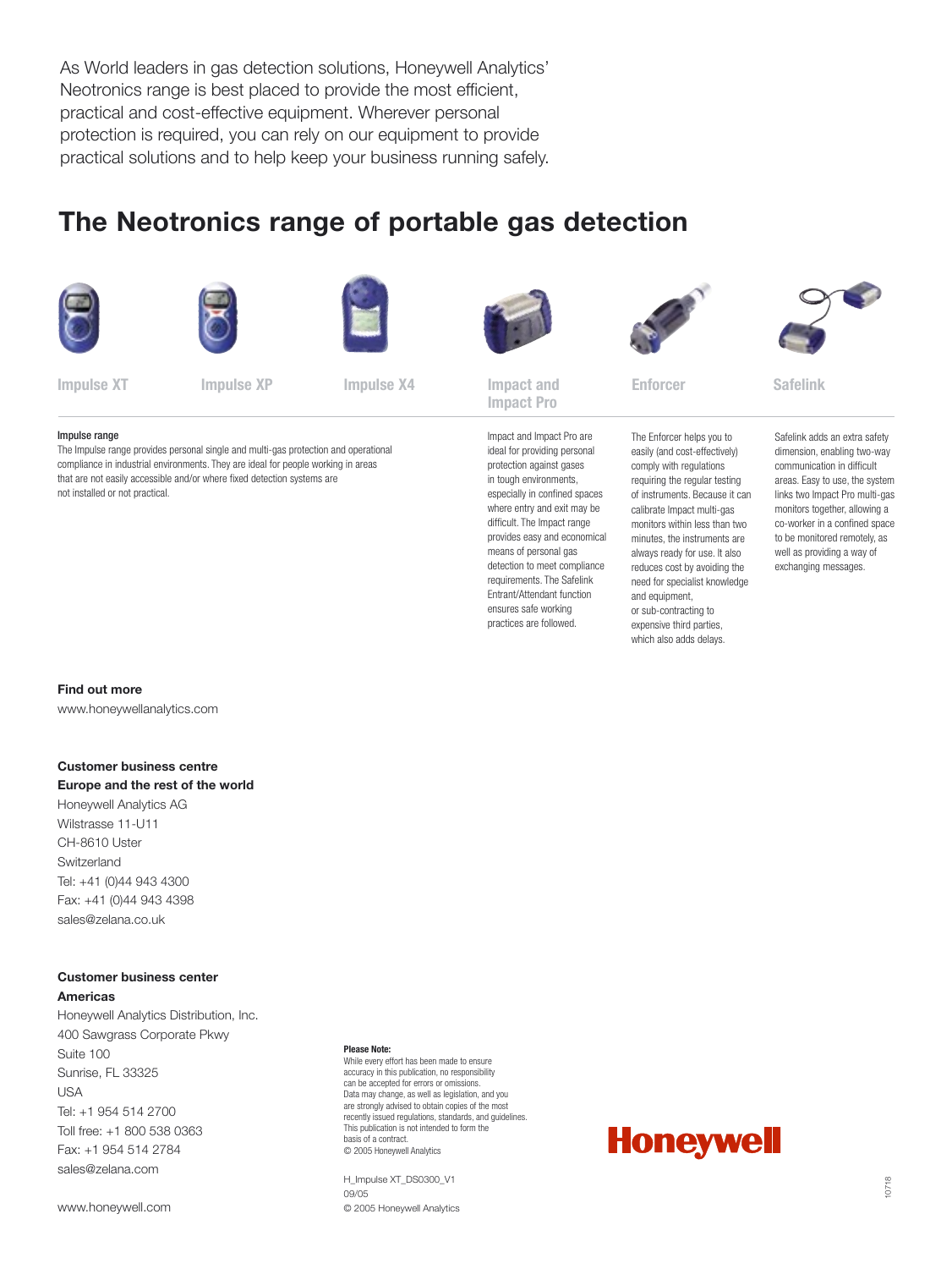As World leaders in gas detection solutions, Honeywell Analytics' Neotronics range is best placed to provide the most efficient, practical and cost-effective equipment. Wherever personal protection is required, you can rely on our equipment to provide practical solutions and to help keep your business running safely.

# The Neotronics range of portable gas detection

Impulse XT

Impulse XP

Impulse X4

Impact and Impact Pro

Enforcer

Safelink

**Impulse range**

The Impulse range provides personal single and multi-gas protection and operational compliance in industrial environments. They are ideal for people working in areas that are not easily accessible and/or where fixed detection systems are not installed or not practical.

Impact and Impact Pro are ideal for providing personal protection against gases in tough environments, especially in confined spaces where entry and exit may be difficult. The Impact range provides easy and economical means of personal gas detection to meet compliance requirements. The Safelink Entrant/Attendant function ensures safe working practices are followed.

The Enforcer helps you to easily (and cost-effectively) comply with regulations requiring the regular testing of instruments. Because it can calibrate Impact multi-gas monitors within less than two minutes, the instruments are always ready for use. It also reduces cost by avoiding the need for specialist knowledge and equipment, or sub-contracting to expensive third parties, which also adds delays.

Safelink adds an extra safety dimension, enabling two-way communication in difficult areas. Easy to use, the system links two Impact Pro multi-gas monitors together, allowing a co-worker in a confined space to be monitored remotely, as well as providing a way of exchanging messages.

**Find out more**

www.honeywellanalytics.com

**Customer business centre**
**Europe and the rest of the world**

Honeywell Analytics AG
Wilstrasse 11-U11
CH-8610 Uster
Switzerland
Tel: +41 (0)44 943 4300
Fax: +41 (0)44 943 4398
sales@zelana.co.uk

**Customer business center**
**Americas**

Honeywell Analytics Distribution, Inc.
400 Sawgrass Corporate Pkwy
Suite 100
Sunrise, FL 33325
USA
Tel: +1 954 514 2700
Toll free: +1 800 538 0363
Fax: +1 954 514 2784
sales@zelana.com

www.honeywell.com

**Please Note:**

While every effort has been made to ensure accuracy in this publication, no responsibility can be accepted for errors or omissions. Data may change, as well as legislation, and you are strongly advised to obtain copies of the most recently issued regulations, standards, and guidelines. This publication is not intended to form the basis of a contract.
© 2005 Honeywell Analytics

H_Impulse XT_DS0300_V1
09/05
© 2005 Honeywell Analytics

Honeywell

10718